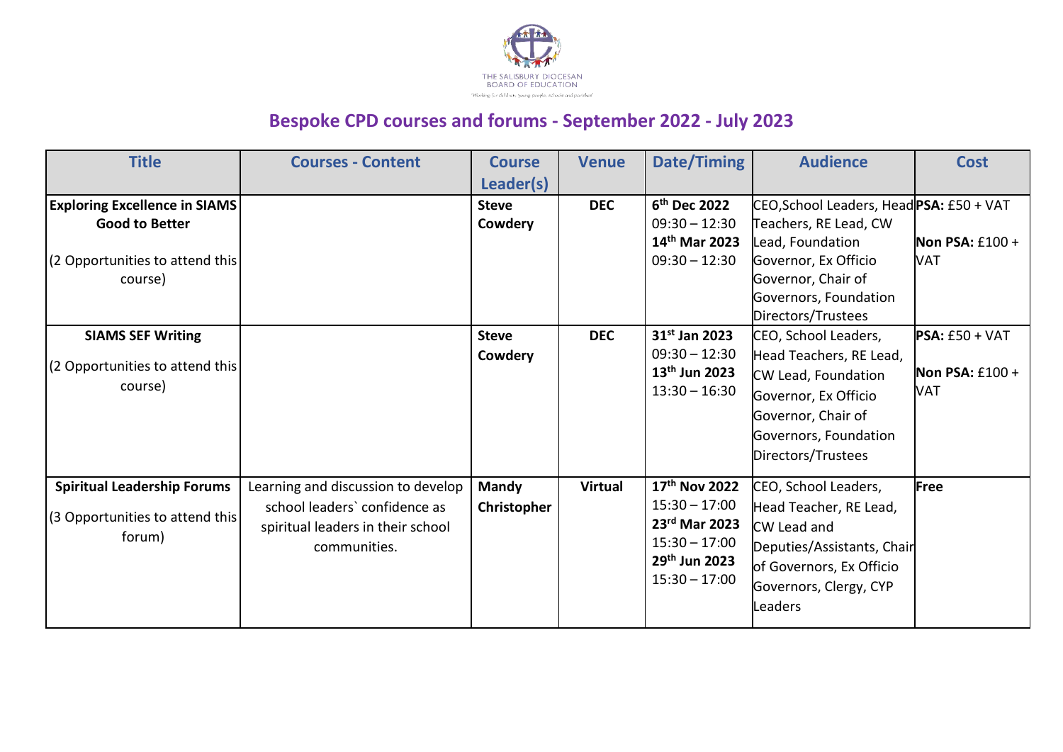THE SALISBURY DIOCESAN BOARD OF EDUCATION
'Working for children, young people, schools and parishes'

# Bespoke CPD courses and forums - September 2022 - July 2023

| Title | Courses - Content | Course Leader(s) | Venue | Date/Timing | Audience | Cost |
|---|---|---|---|---|---|---|
| **Exploring Excellence in SIAMS Good to Better** (2 Opportunities to attend this course) | | **Steve Cowdery** | **DEC** | **6th Dec 2022** 09:30 – 12:30 **14th Mar 2023** 09:30 – 12:30 | CEO,School Leaders, Head Teachers, RE Lead, CW Lead, Foundation Governor, Ex Officio Governor, Chair of Governors, Foundation Directors/Trustees | **PSA:** £50 + VAT **Non PSA:** £100 + VAT |
| **SIAMS SEF Writing** (2 Opportunities to attend this course) | | **Steve Cowdery** | **DEC** | **31st Jan 2023** 09:30 – 12:30 **13th Jun 2023** 13:30 – 16:30 | CEO, School Leaders, Head Teachers, RE Lead, CW Lead, Foundation Governor, Ex Officio Governor, Chair of Governors, Foundation Directors/Trustees | **PSA:** £50 + VAT **Non PSA:** £100 + VAT |
| **Spiritual Leadership Forums** (3 Opportunities to attend this forum) | Learning and discussion to develop school leaders` confidence as spiritual leaders in their school communities. | **Mandy Christopher** | **Virtual** | **17th Nov 2022** 15:30 – 17:00 **23rd Mar 2023** 15:30 – 17:00 **29th Jun 2023** 15:30 – 17:00 | CEO, School Leaders, Head Teacher, RE Lead, CW Lead and Deputies/Assistants, Chair of Governors, Ex Officio Governors, Clergy, CYP Leaders | **Free** |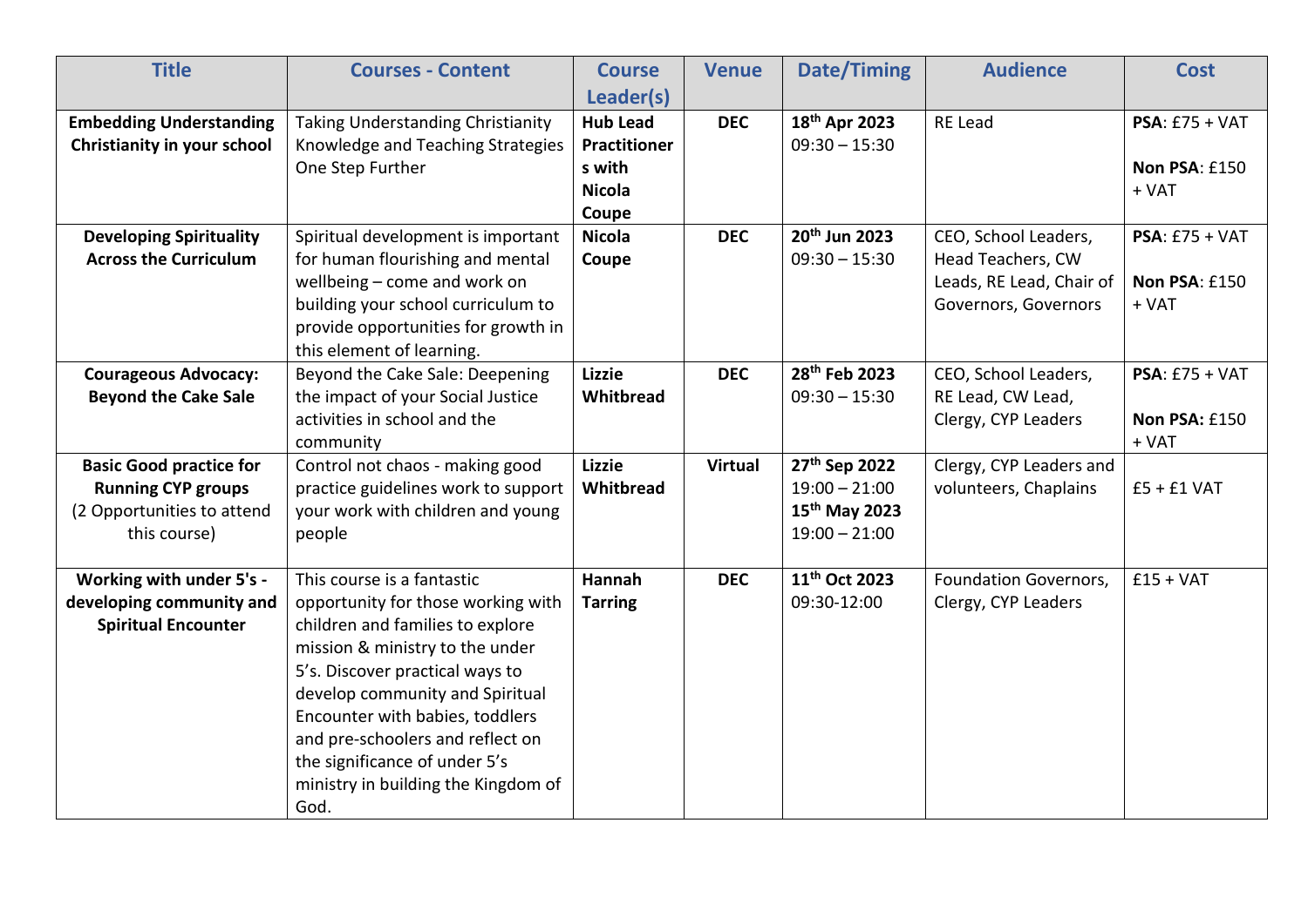| Title | Courses - Content | Course Leader(s) | Venue | Date/Timing | Audience | Cost |
|---|---|---|---|---|---|---|
| **Embedding Understanding Christianity in your school** | Taking Understanding Christianity Knowledge and Teaching Strategies One Step Further | **Hub Lead Practitioners with Nicola Coupe** | **DEC** | **18th Apr 2023** 09:30 – 15:30 | RE Lead | **PSA**: £75 + VAT **Non PSA**: £150 + VAT |
| **Developing Spirituality Across the Curriculum** | Spiritual development is important for human flourishing and mental wellbeing – come and work on building your school curriculum to provide opportunities for growth in this element of learning. | **Nicola Coupe** | **DEC** | **20th Jun 2023** 09:30 – 15:30 | CEO, School Leaders, Head Teachers, CW Leads, RE Lead, Chair of Governors, Governors | **PSA**: £75 + VAT **Non PSA**: £150 + VAT |
| **Courageous Advocacy: Beyond the Cake Sale** | Beyond the Cake Sale: Deepening the impact of your Social Justice activities in school and the community | **Lizzie Whitbread** | **DEC** | **28th Feb 2023** 09:30 – 15:30 | CEO, School Leaders, RE Lead, CW Lead, Clergy, CYP Leaders | **PSA**: £75 + VAT **Non PSA:** £150 + VAT |
| **Basic Good practice for Running CYP groups** (2 Opportunities to attend this course) | Control not chaos - making good practice guidelines work to support your work with children and young people | **Lizzie Whitbread** | **Virtual** | **27th Sep 2022** 19:00 – 21:00 **15th May 2023** 19:00 – 21:00 | Clergy, CYP Leaders and volunteers, Chaplains | £5 + £1 VAT |
| **Working with under 5's - developing community and Spiritual Encounter** | This course is a fantastic opportunity for those working with children and families to explore mission & ministry to the under 5's. Discover practical ways to develop community and Spiritual Encounter with babies, toddlers and pre-schoolers and reflect on the significance of under 5's ministry in building the Kingdom of God. | **Hannah Tarring** | **DEC** | **11th Oct 2023** 09:30-12:00 | Foundation Governors, Clergy, CYP Leaders | £15 + VAT |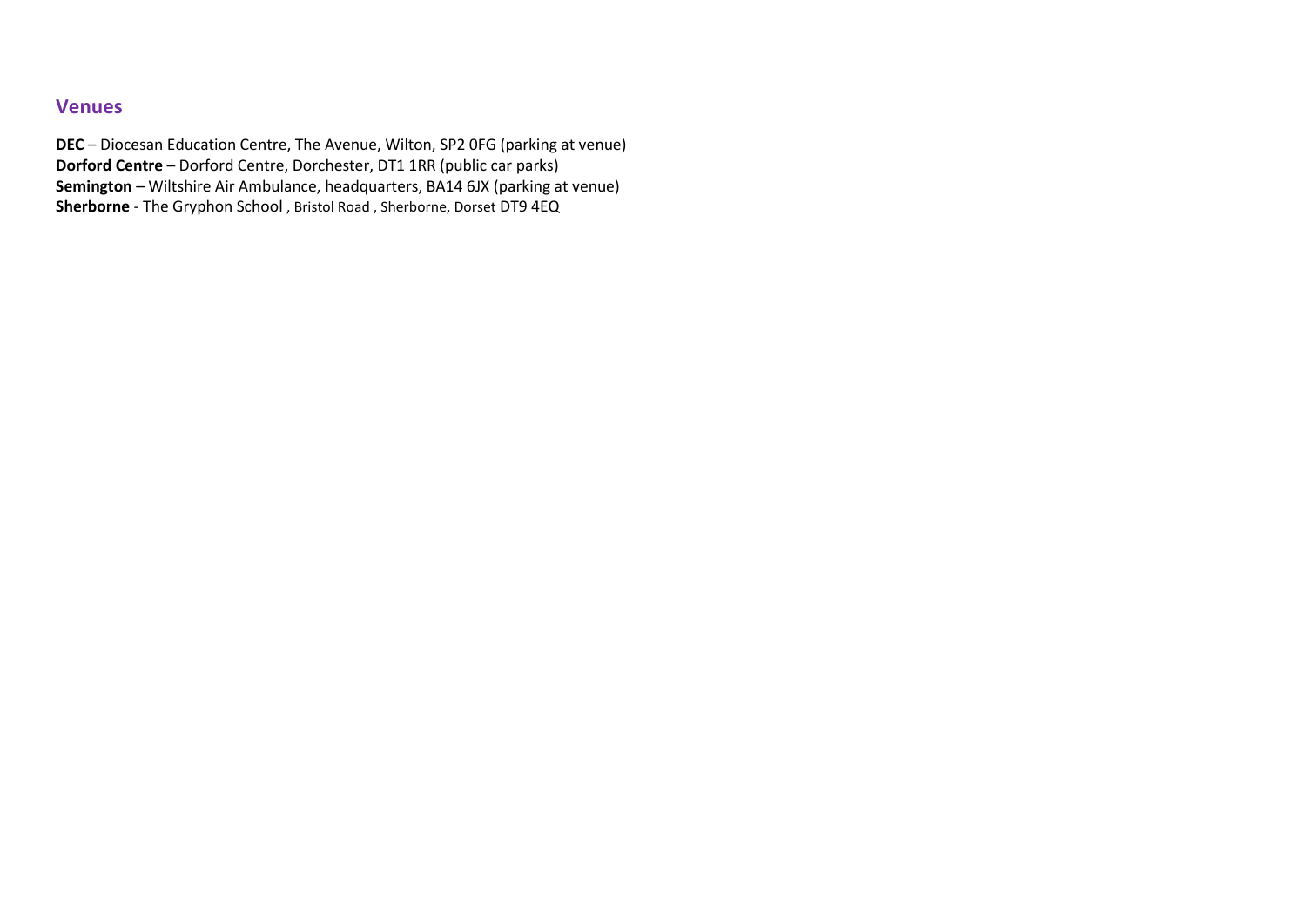## Venues

**DEC** – Diocesan Education Centre, The Avenue, Wilton, SP2 0FG (parking at venue)
**Dorford Centre** – Dorford Centre, Dorchester, DT1 1RR (public car parks)
**Semington** – Wiltshire Air Ambulance, headquarters, BA14 6JX (parking at venue)
**Sherborne** - The Gryphon School , Bristol Road , Sherborne, Dorset DT9 4EQ